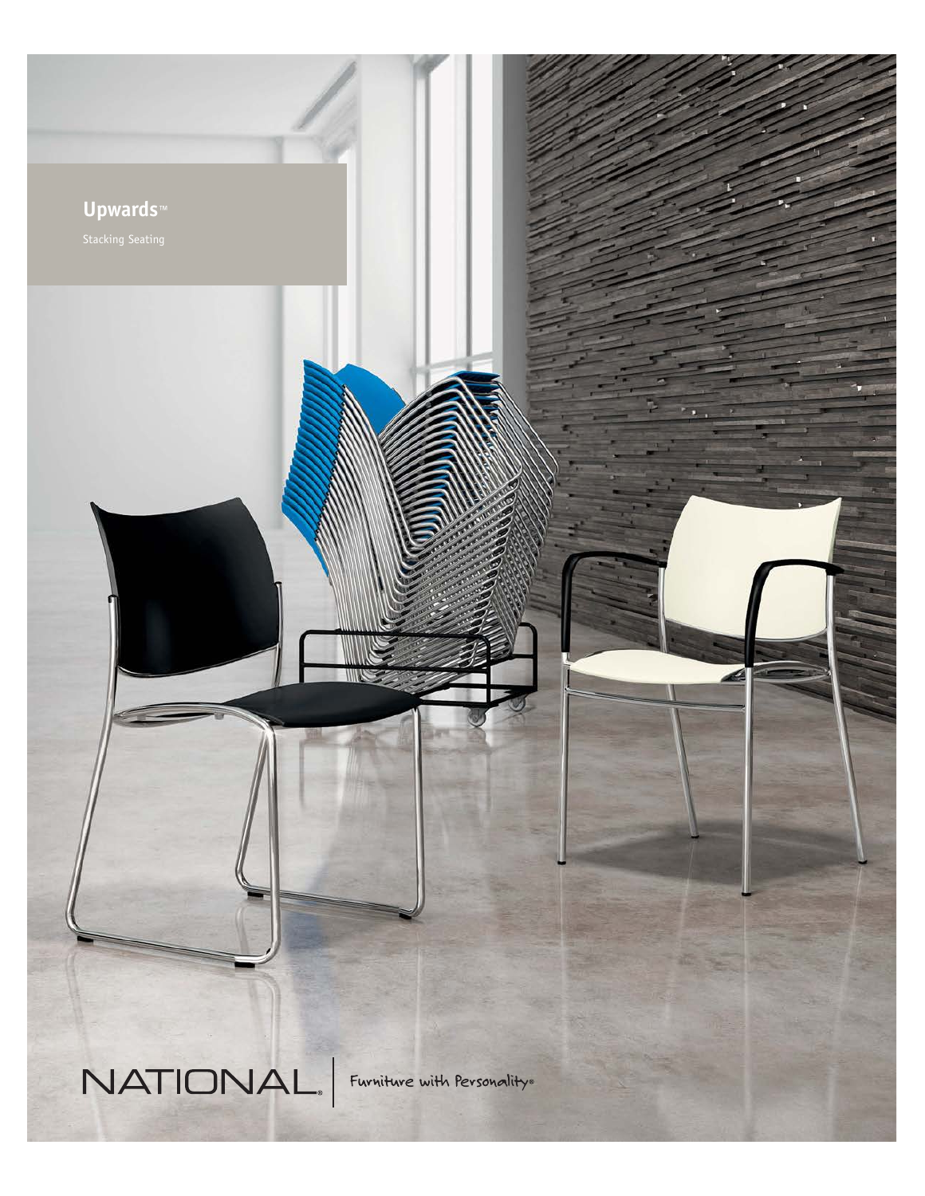# Upwards™

Stacking Seating

NATIONAL® | Furniture with Personality®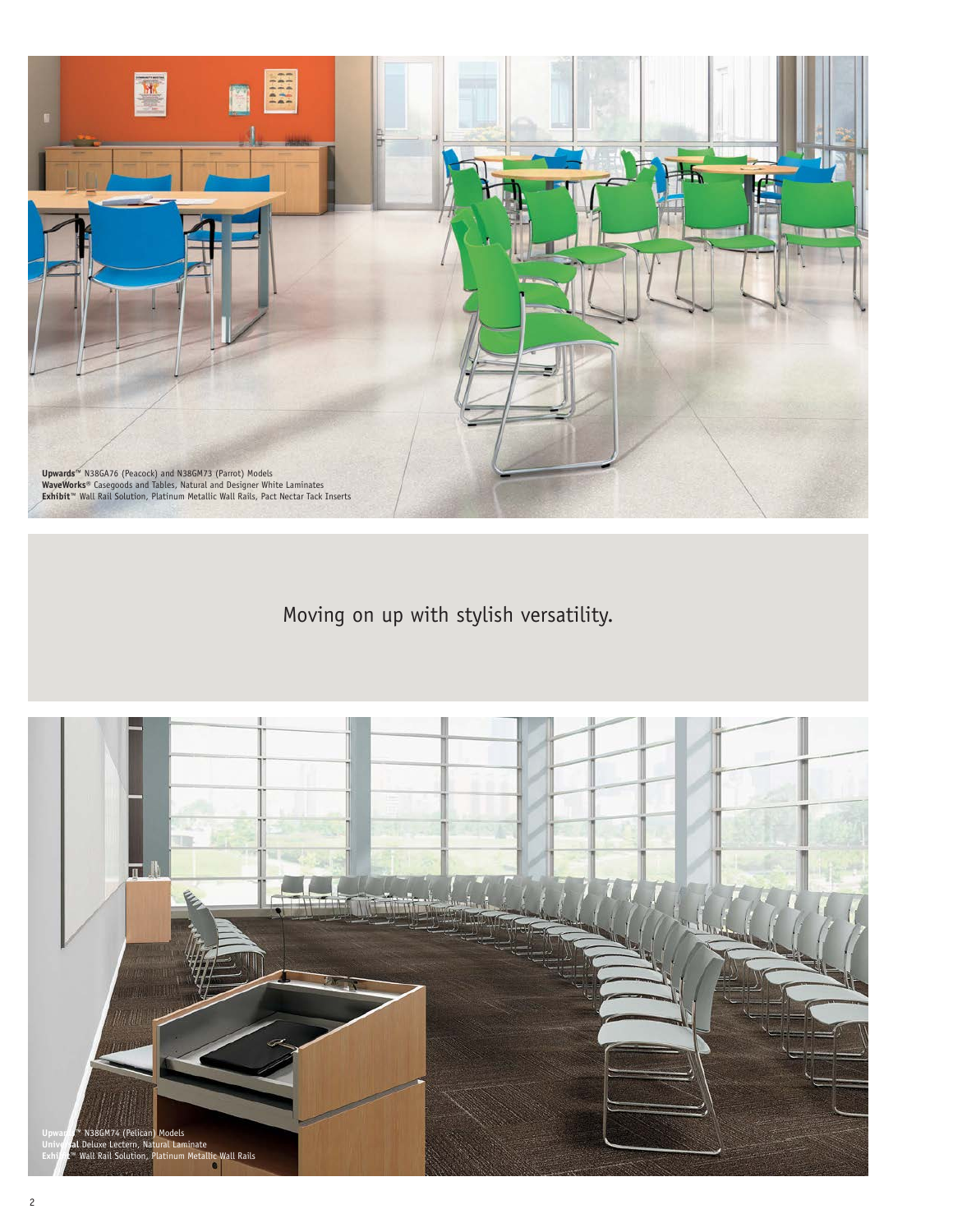**Upwards**™ N38GA76 (Peacock) and N38GM73 (Parrot) Models
**WaveWorks**® Casegoods and Tables, Natural and Designer White Laminates
**Exhibit**™ Wall Rail Solution, Platinum Metallic Wall Rails, Pact Nectar Tack Inserts

Moving on up with stylish versatility.

**Upwards**™ N38GM74 (Pelican) Models
**Universal** Deluxe Lectern, Natural Laminate
**Exhibit**™ Wall Rail Solution, Platinum Metallic Wall Rails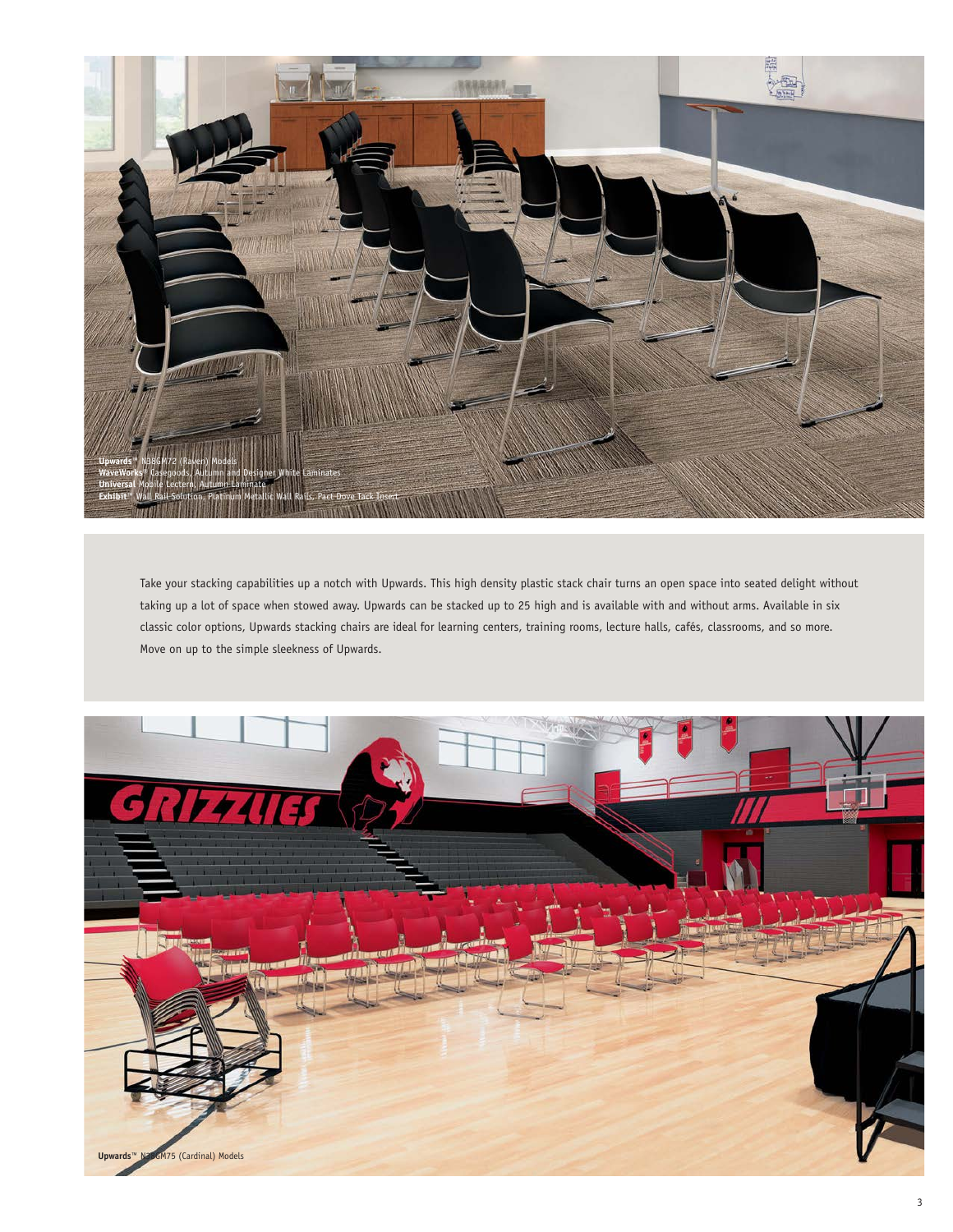**Upwards™** N38GM72 (Raven) Models
**WaveWorks®** Casegoods, Autumn and Designer White Laminates
**Universal** Mobile Lectern, Autumn Laminate
**Exhibit™** Wall Rail Solution, Platinum Metallic Wall Rails, Pact Dove Tack Insert

Take your stacking capabilities up a notch with Upwards. This high density plastic stack chair turns an open space into seated delight without taking up a lot of space when stowed away. Upwards can be stacked up to 25 high and is available with and without arms. Available in six classic color options, Upwards stacking chairs are ideal for learning centers, training rooms, lecture halls, cafés, classrooms, and so more. Move on up to the simple sleekness of Upwards.

**Upwards™** N38GM75 (Cardinal) Models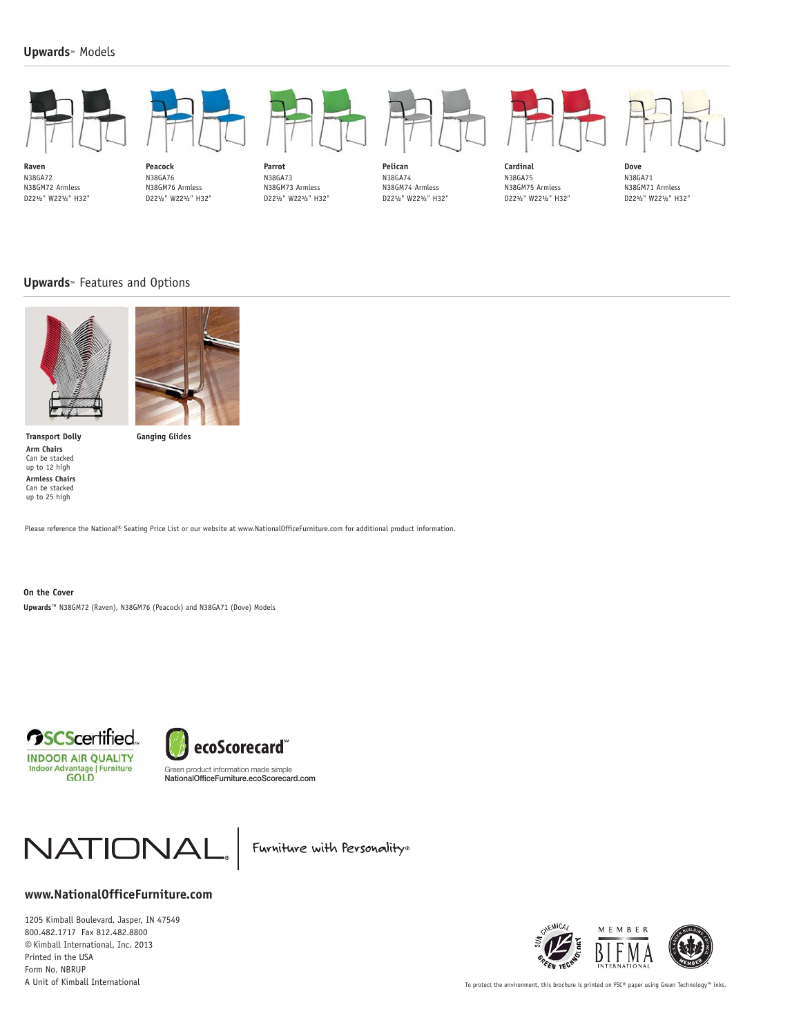## Upwards™ Models

**Raven**
N38GA72
N38GM72 Armless
D22½" W22½" H32"

**Peacock**
N38GA76
N38GM76 Armless
D22½" W22½" H32"

**Parrot**
N38GA73
N38GM73 Armless
D22½" W22½" H32"

**Pelican**
N38GA74
N38GM74 Armless
D22½" W22½" H32"

**Cardinal**
N38GA75
N38GM75 Armless
D22½" W22½" H32"

**Dove**
N38GA71
N38GM71 Armless
D22½" W22½" H32"

## Upwards™ Features and Options

**Transport Dolly**
**Arm Chairs**
Can be stacked up to 12 high
**Armless Chairs**
Can be stacked up to 25 high

**Ganging Glides**

Please reference the National® Seating Price List or our website at www.NationalOfficeFurniture.com for additional product information.

**On the Cover**
**Upwards**™ N38GM72 (Raven), N38GM76 (Peacock) and N38GA71 (Dove) Models

SCScertified™
INDOOR AIR QUALITY
Indoor Advantage | Furniture
GOLD

ecoScorecard℠
Green product information made simple
NationalOfficeFurniture.ecoScorecard.com

NATIONAL® | Furniture with Personality®

**www.NationalOfficeFurniture.com**

1205 Kimball Boulevard, Jasper, IN 47549
800.482.1717 Fax 812.482.8800
© Kimball International, Inc. 2013
Printed in the USA
Form No. NBRUP
A Unit of Kimball International

MEMBER BIFMA INTERNATIONAL

To protect the environment, this brochure is printed on FSC® paper using Green Technology™ inks.